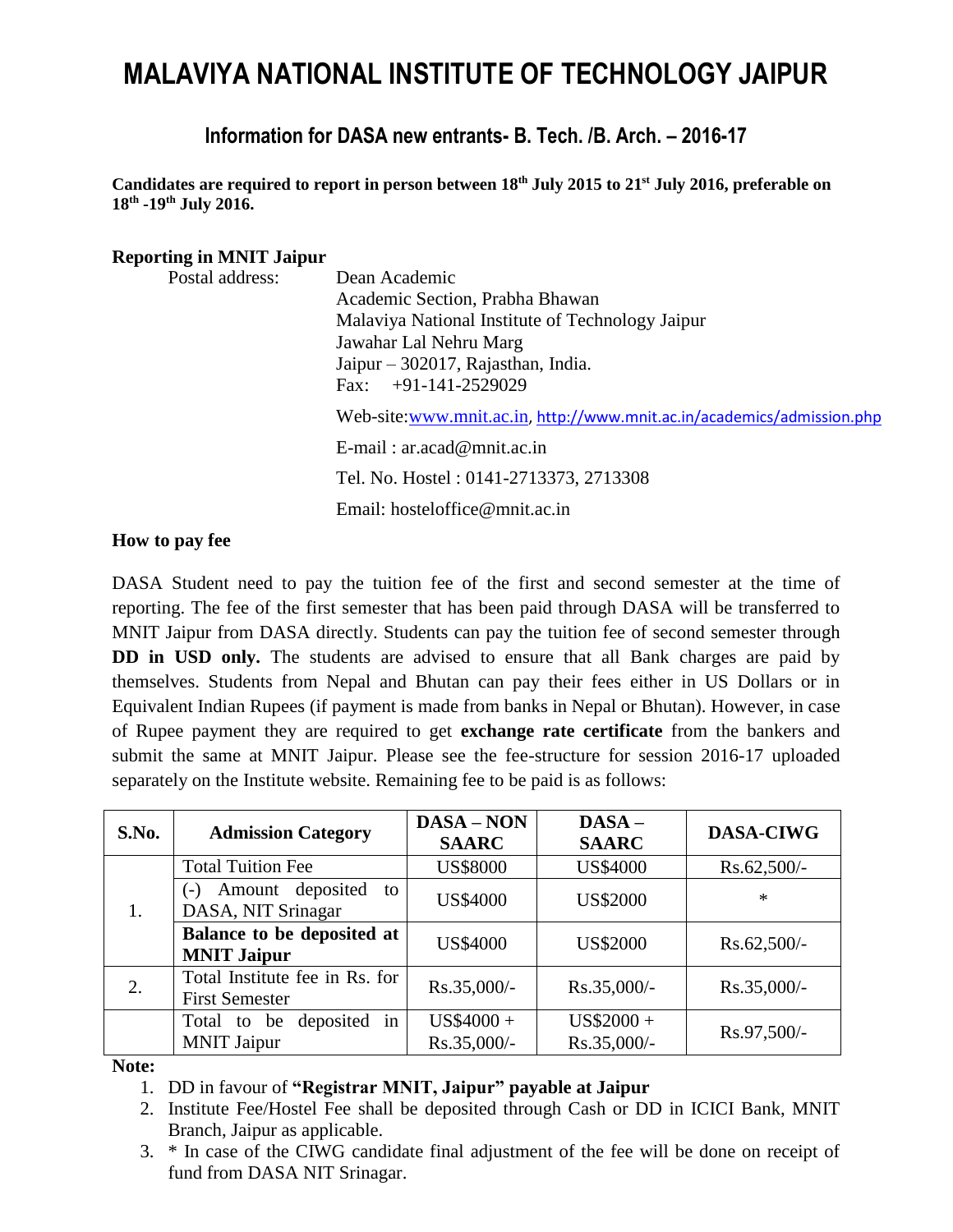# MALAVIYA NATIONAL INSTITUTE OF TECHNOLOGY JAIPUR

## Information for DASA new entrants- B. Tech. /B. Arch. – 2016-17

**Candidates are required to report in person between 18th July 2015 to 21st July 2016, preferable on 18th -19th July 2016.**

**Reporting in MNIT Jaipur**

Postal address:

Dean Academic
Academic Section, Prabha Bhawan
Malaviya National Institute of Technology Jaipur
Jawahar Lal Nehru Marg
Jaipur – 302017, Rajasthan, India.
Fax: +91-141-2529029

Web-site: www.mnit.ac.in, http://www.mnit.ac.in/academics/admission.php

E-mail : ar.acad@mnit.ac.in

Tel. No. Hostel : 0141-2713373, 2713308

Email: hosteloffice@mnit.ac.in

**How to pay fee**

DASA Student need to pay the tuition fee of the first and second semester at the time of reporting. The fee of the first semester that has been paid through DASA will be transferred to MNIT Jaipur from DASA directly. Students can pay the tuition fee of second semester through **DD in USD only.** The students are advised to ensure that all Bank charges are paid by themselves. Students from Nepal and Bhutan can pay their fees either in US Dollars or in Equivalent Indian Rupees (if payment is made from banks in Nepal or Bhutan). However, in case of Rupee payment they are required to get **exchange rate certificate** from the bankers and submit the same at MNIT Jaipur. Please see the fee-structure for session 2016-17 uploaded separately on the Institute website. Remaining fee to be paid is as follows:

| S.No. | Admission Category | DASA – NON SAARC | DASA – SAARC | DASA-CIWG |
|---|---|---|---|---|
| 1. | Total Tuition Fee | US$8000 | US$4000 | Rs.62,500/- |
| | (-) Amount deposited to DASA, NIT Srinagar | US$4000 | US$2000 | * |
| | **Balance to be deposited at MNIT Jaipur** | US$4000 | US$2000 | Rs.62,500/- |
| 2. | Total Institute fee in Rs. for First Semester | Rs.35,000/- | Rs.35,000/- | Rs.35,000/- |
| | Total to be deposited in MNIT Jaipur | US$4000 + Rs.35,000/- | US$2000 + Rs.35,000/- | Rs.97,500/- |

**Note:**

1. DD in favour of **"Registrar MNIT, Jaipur" payable at Jaipur**
2. Institute Fee/Hostel Fee shall be deposited through Cash or DD in ICICI Bank, MNIT Branch, Jaipur as applicable.
3. * In case of the CIWG candidate final adjustment of the fee will be done on receipt of fund from DASA NIT Srinagar.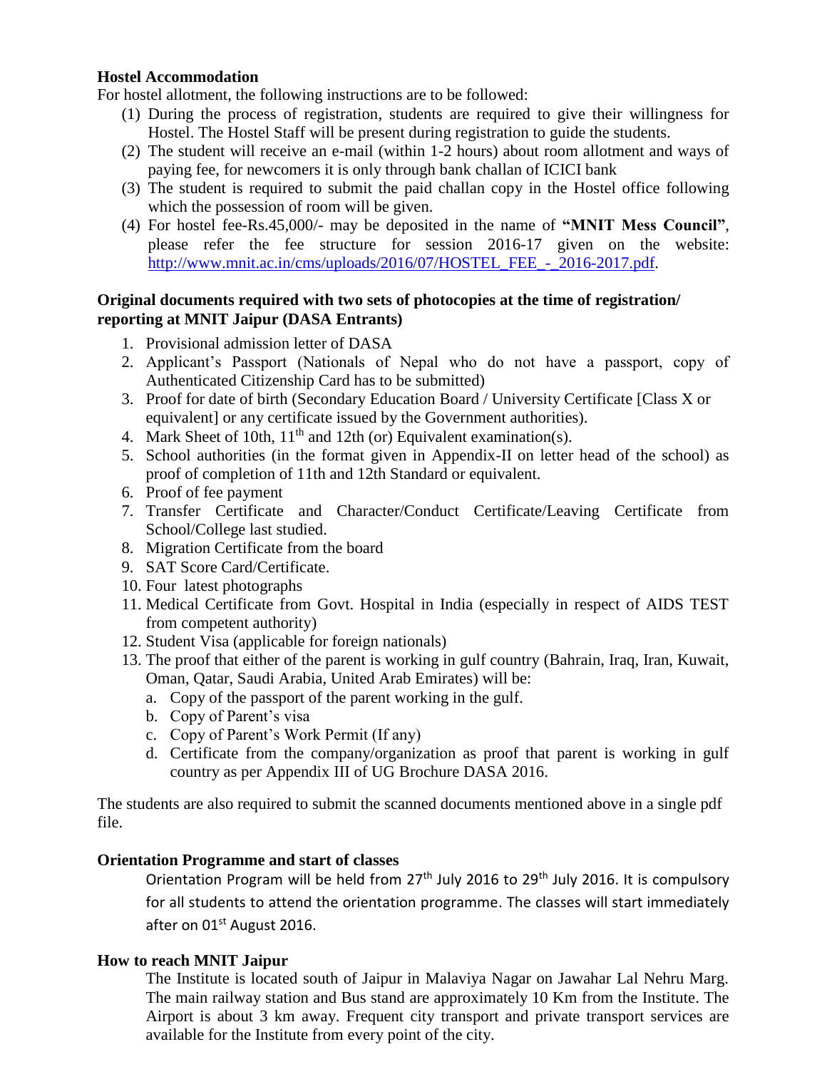### Hostel Accommodation

For hostel allotment, the following instructions are to be followed:

(1) During the process of registration, students are required to give their willingness for Hostel. The Hostel Staff will be present during registration to guide the students.

(2) The student will receive an e-mail (within 1-2 hours) about room allotment and ways of paying fee, for newcomers it is only through bank challan of ICICI bank

(3) The student is required to submit the paid challan copy in the Hostel office following which the possession of room will be given.

(4) For hostel fee-Rs.45,000/- may be deposited in the name of **"MNIT Mess Council"**, please refer the fee structure for session 2016-17 given on the website: http://www.mnit.ac.in/cms/uploads/2016/07/HOSTEL_FEE_-_2016-2017.pdf.

### Original documents required with two sets of photocopies at the time of registration/ reporting at MNIT Jaipur (DASA Entrants)

1. Provisional admission letter of DASA
2. Applicant's Passport (Nationals of Nepal who do not have a passport, copy of Authenticated Citizenship Card has to be submitted)
3. Proof for date of birth (Secondary Education Board / University Certificate [Class X or equivalent] or any certificate issued by the Government authorities).
4. Mark Sheet of 10th, 11th and 12th (or) Equivalent examination(s).
5. School authorities (in the format given in Appendix-II on letter head of the school) as proof of completion of 11th and 12th Standard or equivalent.
6. Proof of fee payment
7. Transfer Certificate and Character/Conduct Certificate/Leaving Certificate from School/College last studied.
8. Migration Certificate from the board
9. SAT Score Card/Certificate.
10. Four latest photographs
11. Medical Certificate from Govt. Hospital in India (especially in respect of AIDS TEST from competent authority)
12. Student Visa (applicable for foreign nationals)
13. The proof that either of the parent is working in gulf country (Bahrain, Iraq, Iran, Kuwait, Oman, Qatar, Saudi Arabia, United Arab Emirates) will be:
    a. Copy of the passport of the parent working in the gulf.
    b. Copy of Parent's visa
    c. Copy of Parent's Work Permit (If any)
    d. Certificate from the company/organization as proof that parent is working in gulf country as per Appendix III of UG Brochure DASA 2016.

The students are also required to submit the scanned documents mentioned above in a single pdf file.

### Orientation Programme and start of classes

Orientation Program will be held from 27th July 2016 to 29th July 2016. It is compulsory for all students to attend the orientation programme. The classes will start immediately after on 01st August 2016.

### How to reach MNIT Jaipur

The Institute is located south of Jaipur in Malaviya Nagar on Jawahar Lal Nehru Marg. The main railway station and Bus stand are approximately 10 Km from the Institute. The Airport is about 3 km away. Frequent city transport and private transport services are available for the Institute from every point of the city.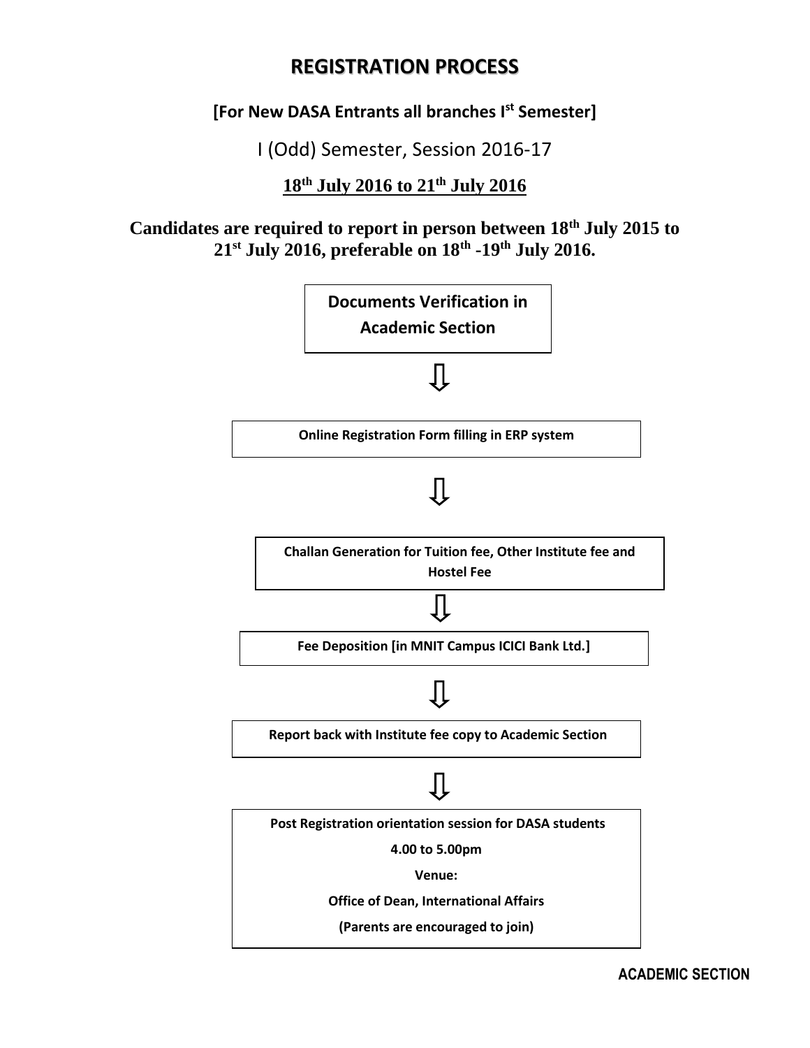# REGISTRATION PROCESS

**[For New DASA Entrants all branches I[st] Semester]**

I (Odd) Semester, Session 2016-17

**18[th] July 2016 to 21[th] July 2016**

**Candidates are required to report in person between 18[th] July 2015 to 21[st] July 2016, preferable on 18[th] -19[th] July 2016.**

**Documents Verification in Academic Section**

⇓

**Online Registration Form filling in ERP system**

⇓

**Challan Generation for Tuition fee, Other Institute fee and Hostel Fee**

⇓

**Fee Deposition [in MNIT Campus ICICI Bank Ltd.]**

⇓

**Report back with Institute fee copy to Academic Section**

⇓

**Post Registration orientation session for DASA students**

**4.00 to 5.00pm**

**Venue:**

**Office of Dean, International Affairs**

**(Parents are encouraged to join)**

**ACADEMIC SECTION**